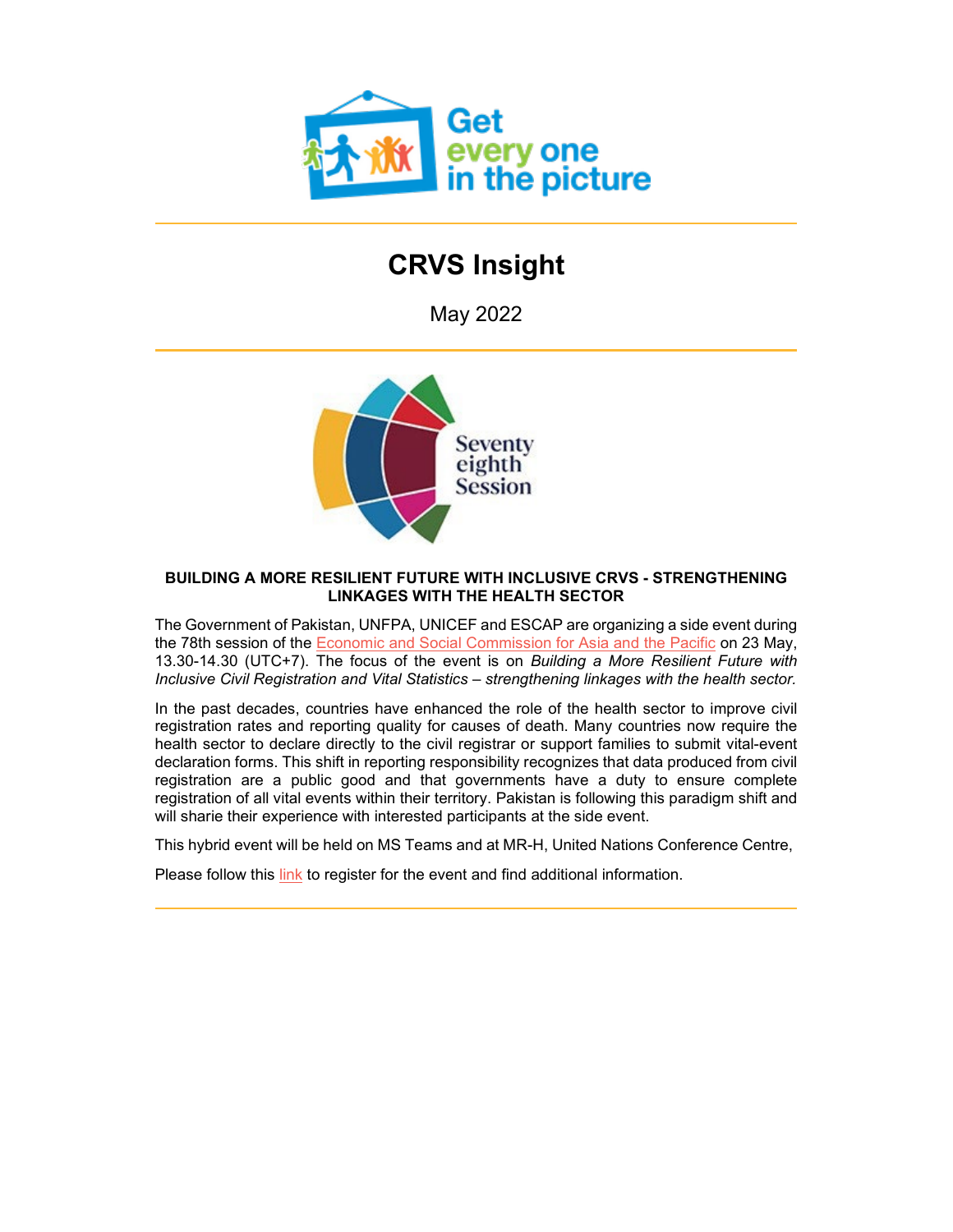# CRVS Insight

May 2022

**BUILDING A MORE RESILIENT FUTURE WITH INCLUSIVE CRVS - STRENGTHENING LINKAGES WITH THE HEALTH SECTOR**

The Government of Pakistan, UNFPA, UNICEF and ESCAP are organizing a side event during the 78th session of the Economic and Social Commission for Asia and the Pacific on 23 May, 13.30-14.30 (UTC+7). The focus of the event is on *Building a More Resilient Future with Inclusive Civil Registration and Vital Statistics – strengthening linkages with the health sector.*

In the past decades, countries have enhanced the role of the health sector to improve civil registration rates and reporting quality for causes of death. Many countries now require the health sector to declare directly to the civil registrar or support families to submit vital-event declaration forms. This shift in reporting responsibility recognizes that data produced from civil registration are a public good and that governments have a duty to ensure complete registration of all vital events within their territory. Pakistan is following this paradigm shift and will sharie their experience with interested participants at the side event.

This hybrid event will be held on MS Teams and at MR-H, United Nations Conference Centre,

Please follow this link to register for the event and find additional information.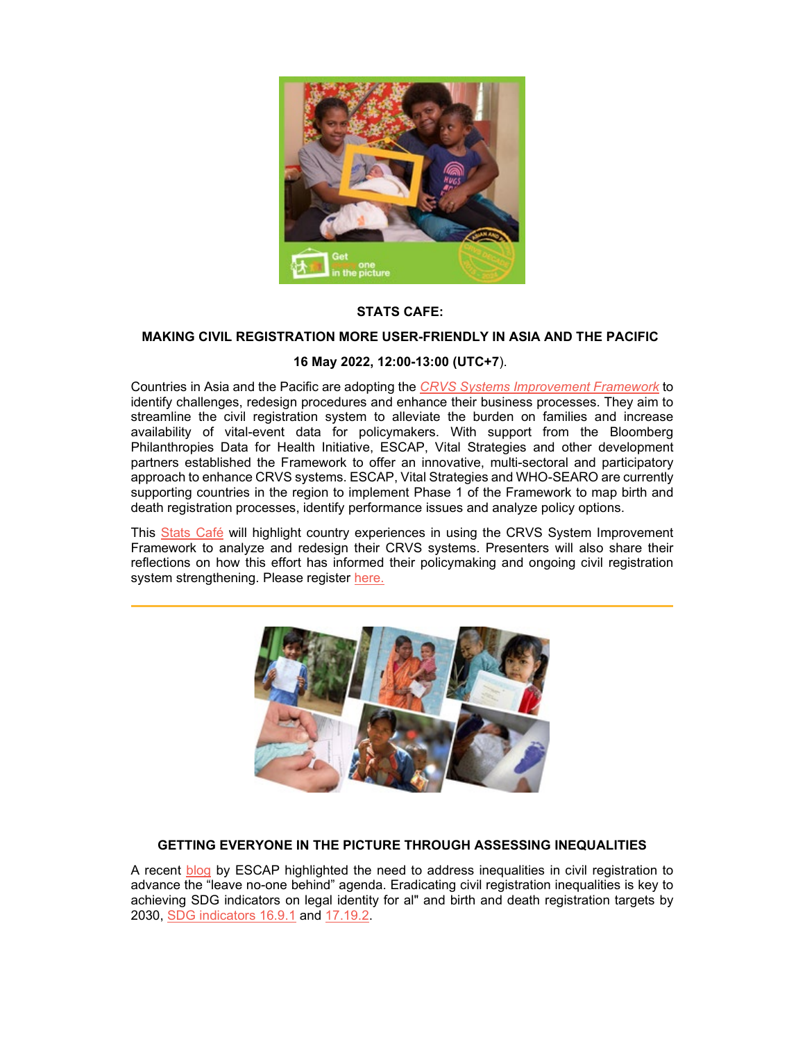**STATS CAFE:**

**MAKING CIVIL REGISTRATION MORE USER-FRIENDLY IN ASIA AND THE PACIFIC**

**16 May 2022, 12:00-13:00 (UTC+7)**.

Countries in Asia and the Pacific are adopting the *CRVS Systems Improvement Framework* to identify challenges, redesign procedures and enhance their business processes. They aim to streamline the civil registration system to alleviate the burden on families and increase availability of vital-event data for policymakers. With support from the Bloomberg Philanthropies Data for Health Initiative, ESCAP, Vital Strategies and other development partners established the Framework to offer an innovative, multi-sectoral and participatory approach to enhance CRVS systems. ESCAP, Vital Strategies and WHO-SEARO are currently supporting countries in the region to implement Phase 1 of the Framework to map birth and death registration processes, identify performance issues and analyze policy options.

This Stats Café will highlight country experiences in using the CRVS System Improvement Framework to analyze and redesign their CRVS systems. Presenters will also share their reflections on how this effort has informed their policymaking and ongoing civil registration system strengthening. Please register here.

---

**GETTING EVERYONE IN THE PICTURE THROUGH ASSESSING INEQUALITIES**

A recent blog by ESCAP highlighted the need to address inequalities in civil registration to advance the "leave no-one behind" agenda. Eradicating civil registration inequalities is key to achieving SDG indicators on legal identity for al" and birth and death registration targets by 2030, SDG indicators 16.9.1 and 17.19.2.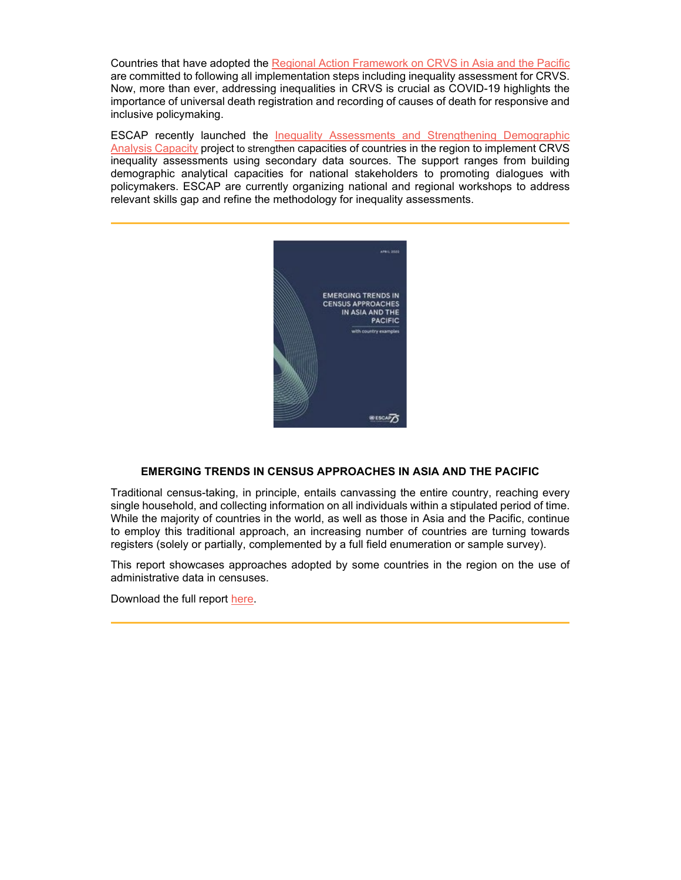Countries that have adopted the Regional Action Framework on CRVS in Asia and the Pacific are committed to following all implementation steps including inequality assessment for CRVS. Now, more than ever, addressing inequalities in CRVS is crucial as COVID-19 highlights the importance of universal death registration and recording of causes of death for responsive and inclusive policymaking.

ESCAP recently launched the Inequality Assessments and Strengthening Demographic Analysis Capacity project to strengthen capacities of countries in the region to implement CRVS inequality assessments using secondary data sources. The support ranges from building demographic analytical capacities for national stakeholders to promoting dialogues with policymakers. ESCAP are currently organizing national and regional workshops to address relevant skills gap and refine the methodology for inequality assessments.

---

**EMERGING TRENDS IN CENSUS APPROACHES IN ASIA AND THE PACIFIC**

Traditional census-taking, in principle, entails canvassing the entire country, reaching every single household, and collecting information on all individuals within a stipulated period of time. While the majority of countries in the world, as well as those in Asia and the Pacific, continue to employ this traditional approach, an increasing number of countries are turning towards registers (solely or partially, complemented by a full field enumeration or sample survey).

This report showcases approaches adopted by some countries in the region on the use of administrative data in censuses.

Download the full report here.

---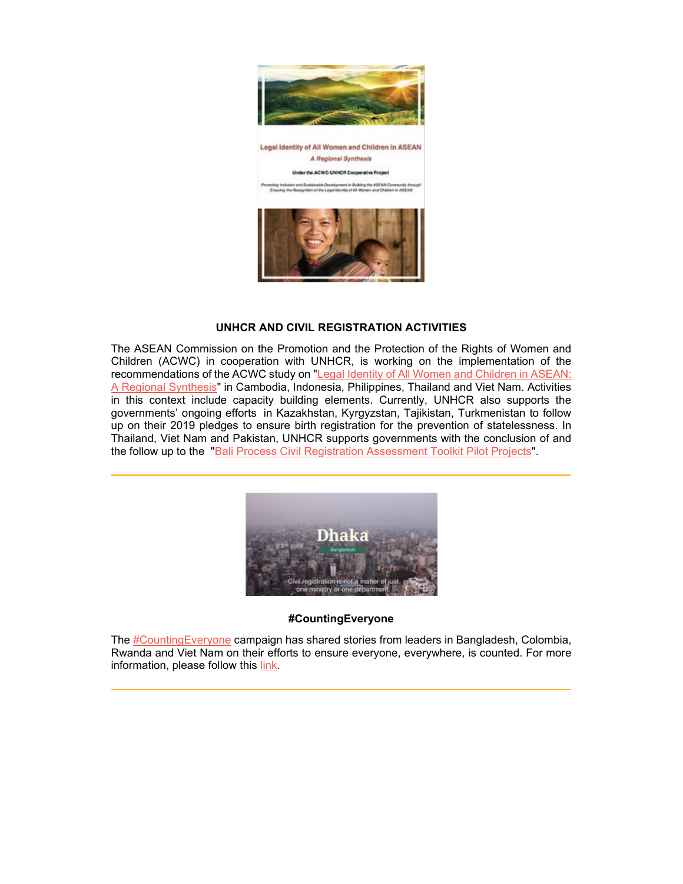### UNHCR AND CIVIL REGISTRATION ACTIVITIES

The ASEAN Commission on the Promotion and the Protection of the Rights of Women and Children (ACWC) in cooperation with UNHCR, is working on the implementation of the recommendations of the ACWC study on "Legal Identity of All Women and Children in ASEAN: A Regional Synthesis" in Cambodia, Indonesia, Philippines, Thailand and Viet Nam. Activities in this context include capacity building elements. Currently, UNHCR also supports the governments' ongoing efforts in Kazakhstan, Kyrgyzstan, Tajikistan, Turkmenistan to follow up on their 2019 pledges to ensure birth registration for the prevention of statelessness. In Thailand, Viet Nam and Pakistan, UNHCR supports governments with the conclusion of and the follow up to the "Bali Process Civil Registration Assessment Toolkit Pilot Projects".

---

### #CountingEveryone

The #CountingEveryone campaign has shared stories from leaders in Bangladesh, Colombia, Rwanda and Viet Nam on their efforts to ensure everyone, everywhere, is counted. For more information, please follow this link.

---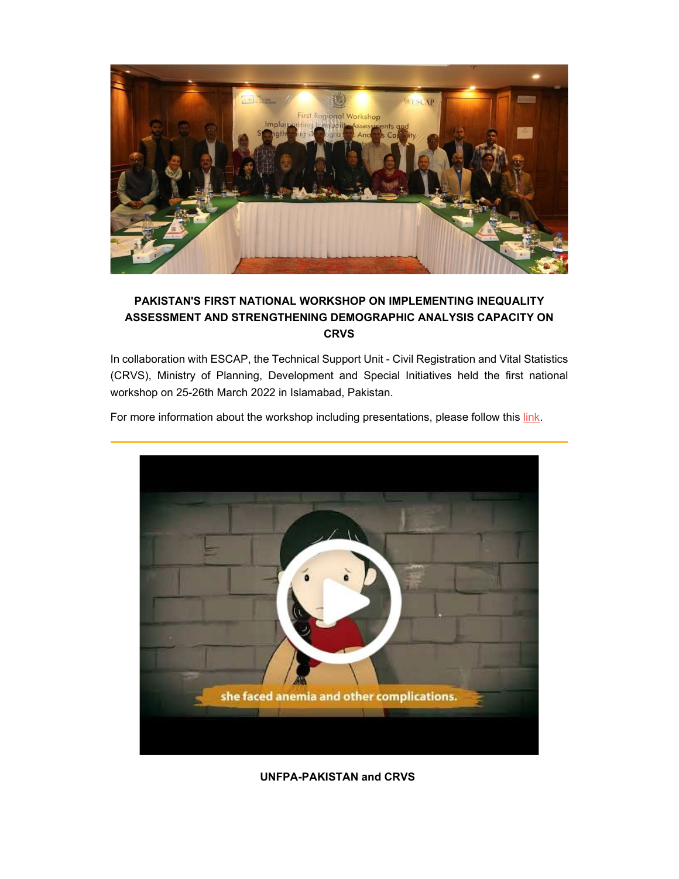**PAKISTAN'S FIRST NATIONAL WORKSHOP ON IMPLEMENTING INEQUALITY ASSESSMENT AND STRENGTHENING DEMOGRAPHIC ANALYSIS CAPACITY ON CRVS**

In collaboration with ESCAP, the Technical Support Unit - Civil Registration and Vital Statistics (CRVS), Ministry of Planning, Development and Special Initiatives held the first national workshop on 25-26th March 2022 in Islamabad, Pakistan.

For more information about the workshop including presentations, please follow this link.

---

**UNFPA-PAKISTAN and CRVS**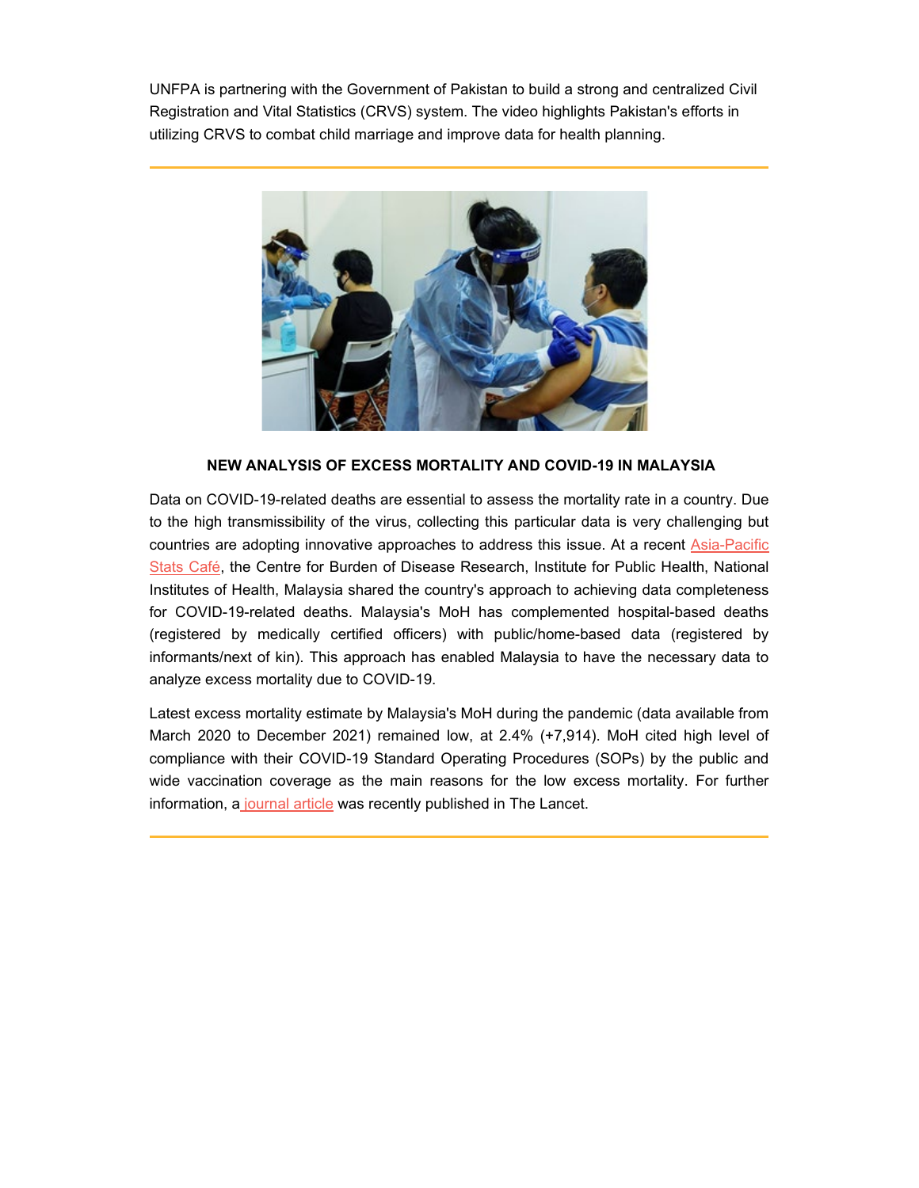UNFPA is partnering with the Government of Pakistan to build a strong and centralized Civil Registration and Vital Statistics (CRVS) system. The video highlights Pakistan's efforts in utilizing CRVS to combat child marriage and improve data for health planning.

---

**NEW ANALYSIS OF EXCESS MORTALITY AND COVID-19 IN MALAYSIA**

Data on COVID-19-related deaths are essential to assess the mortality rate in a country. Due to the high transmissibility of the virus, collecting this particular data is very challenging but countries are adopting innovative approaches to address this issue. At a recent Asia-Pacific Stats Café, the Centre for Burden of Disease Research, Institute for Public Health, National Institutes of Health, Malaysia shared the country's approach to achieving data completeness for COVID-19-related deaths. Malaysia's MoH has complemented hospital-based deaths (registered by medically certified officers) with public/home-based data (registered by informants/next of kin). This approach has enabled Malaysia to have the necessary data to analyze excess mortality due to COVID-19.

Latest excess mortality estimate by Malaysia's MoH during the pandemic (data available from March 2020 to December 2021) remained low, at 2.4% (+7,914). MoH cited high level of compliance with their COVID-19 Standard Operating Procedures (SOPs) by the public and wide vaccination coverage as the main reasons for the low excess mortality. For further information, a journal article was recently published in The Lancet.

---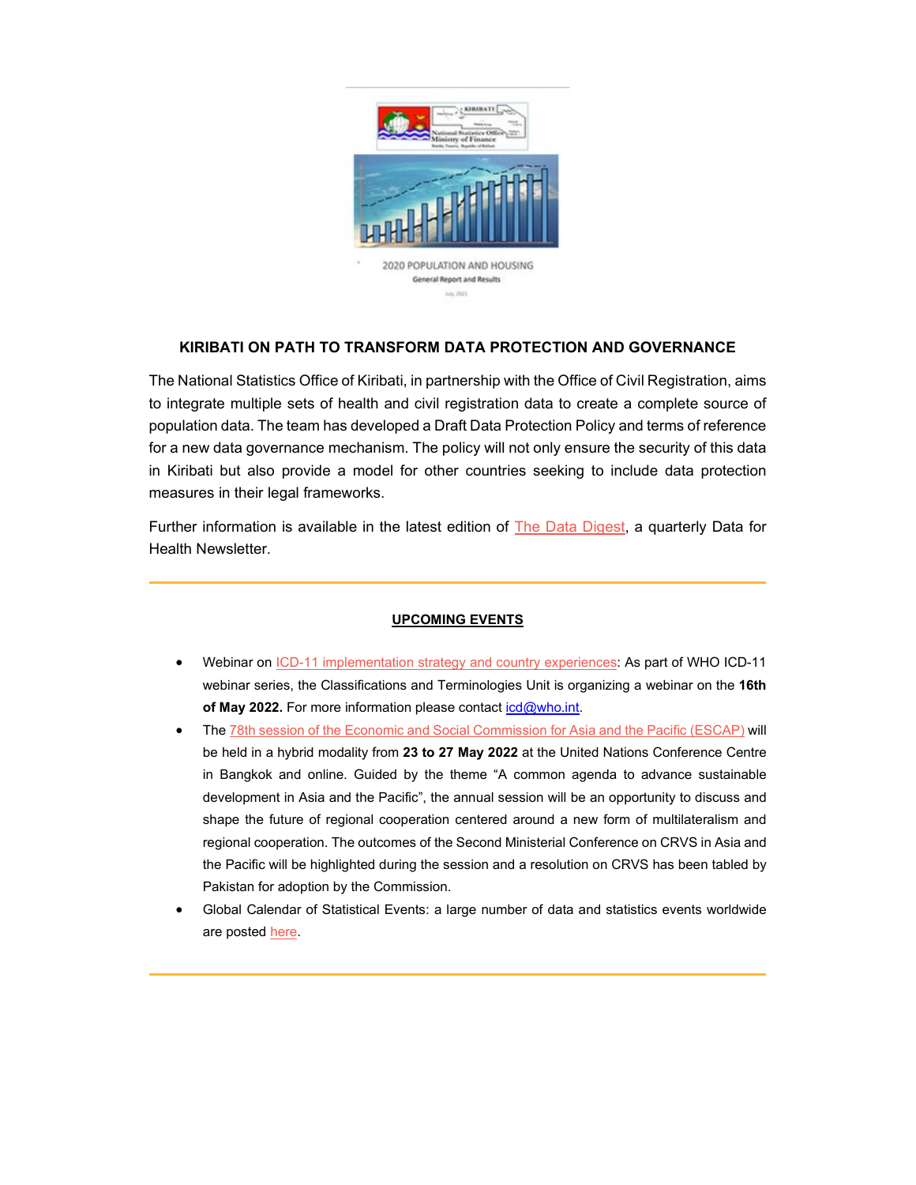**KIRIBATI ON PATH TO TRANSFORM DATA PROTECTION AND GOVERNANCE**

The National Statistics Office of Kiribati, in partnership with the Office of Civil Registration, aims to integrate multiple sets of health and civil registration data to create a complete source of population data. The team has developed a Draft Data Protection Policy and terms of reference for a new data governance mechanism. The policy will not only ensure the security of this data in Kiribati but also provide a model for other countries seeking to include data protection measures in their legal frameworks.

Further information is available in the latest edition of The Data Digest, a quarterly Data for Health Newsletter.

---

**UPCOMING EVENTS**

- Webinar on ICD-11 implementation strategy and country experiences: As part of WHO ICD-11 webinar series, the Classifications and Terminologies Unit is organizing a webinar on the **16th of May 2022.** For more information please contact icd@who.int.
- The 78th session of the Economic and Social Commission for Asia and the Pacific (ESCAP) will be held in a hybrid modality from **23 to 27 May 2022** at the United Nations Conference Centre in Bangkok and online. Guided by the theme "A common agenda to advance sustainable development in Asia and the Pacific", the annual session will be an opportunity to discuss and shape the future of regional cooperation centered around a new form of multilateralism and regional cooperation. The outcomes of the Second Ministerial Conference on CRVS in Asia and the Pacific will be highlighted during the session and a resolution on CRVS has been tabled by Pakistan for adoption by the Commission.
- Global Calendar of Statistical Events: a large number of data and statistics events worldwide are posted here.

---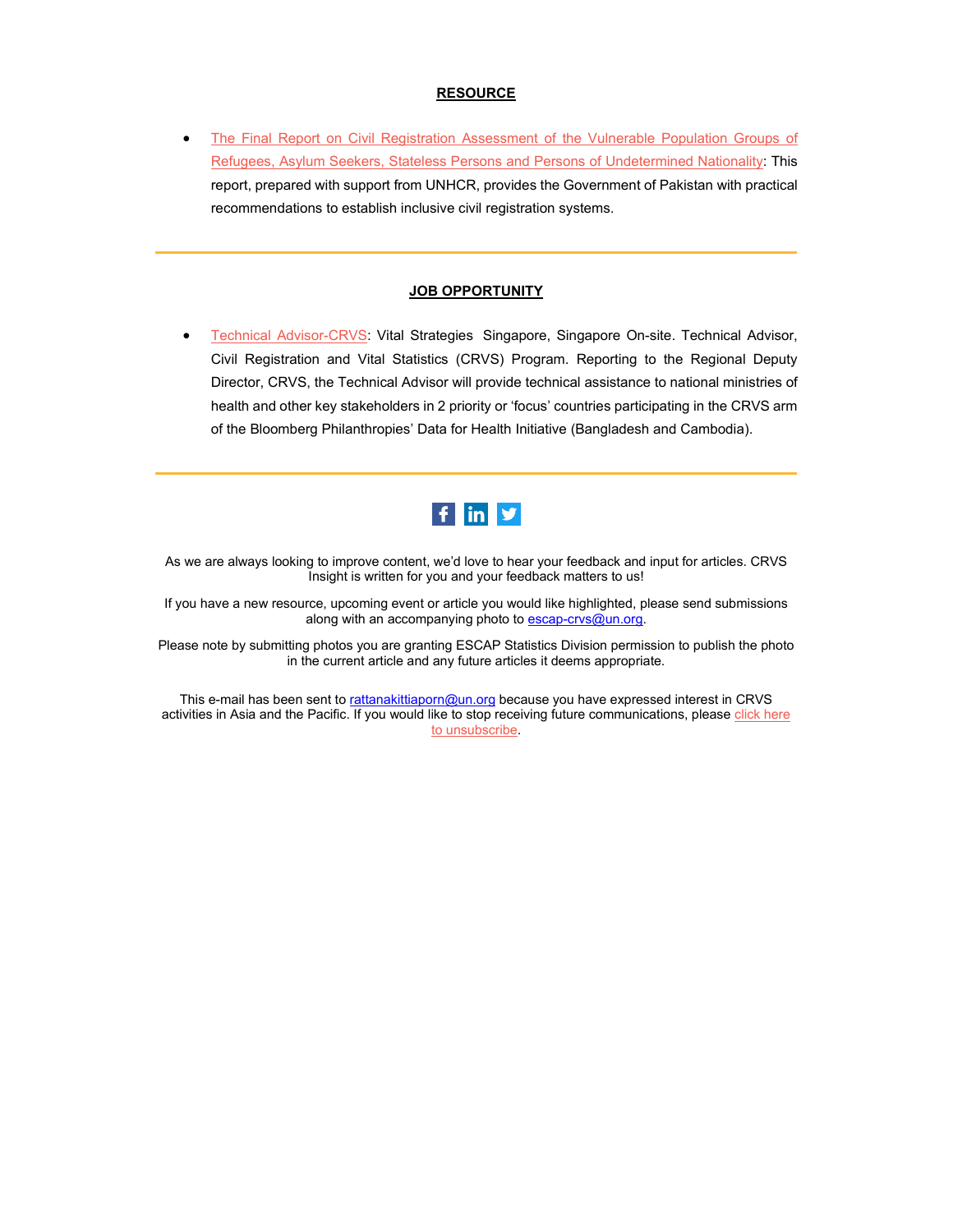## RESOURCE

- The Final Report on Civil Registration Assessment of the Vulnerable Population Groups of Refugees, Asylum Seekers, Stateless Persons and Persons of Undetermined Nationality: This report, prepared with support from UNHCR, provides the Government of Pakistan with practical recommendations to establish inclusive civil registration systems.

---

## JOB OPPORTUNITY

- Technical Advisor-CRVS: Vital Strategies Singapore, Singapore On-site. Technical Advisor, Civil Registration and Vital Statistics (CRVS) Program. Reporting to the Regional Deputy Director, CRVS, the Technical Advisor will provide technical assistance to national ministries of health and other key stakeholders in 2 priority or 'focus' countries participating in the CRVS arm of the Bloomberg Philanthropies' Data for Health Initiative (Bangladesh and Cambodia).

---

As we are always looking to improve content, we'd love to hear your feedback and input for articles. CRVS Insight is written for you and your feedback matters to us!

If you have a new resource, upcoming event or article you would like highlighted, please send submissions along with an accompanying photo to escap-crvs@un.org.

Please note by submitting photos you are granting ESCAP Statistics Division permission to publish the photo in the current article and any future articles it deems appropriate.

This e-mail has been sent to rattanakittiaporn@un.org because you have expressed interest in CRVS activities in Asia and the Pacific. If you would like to stop receiving future communications, please click here to unsubscribe.